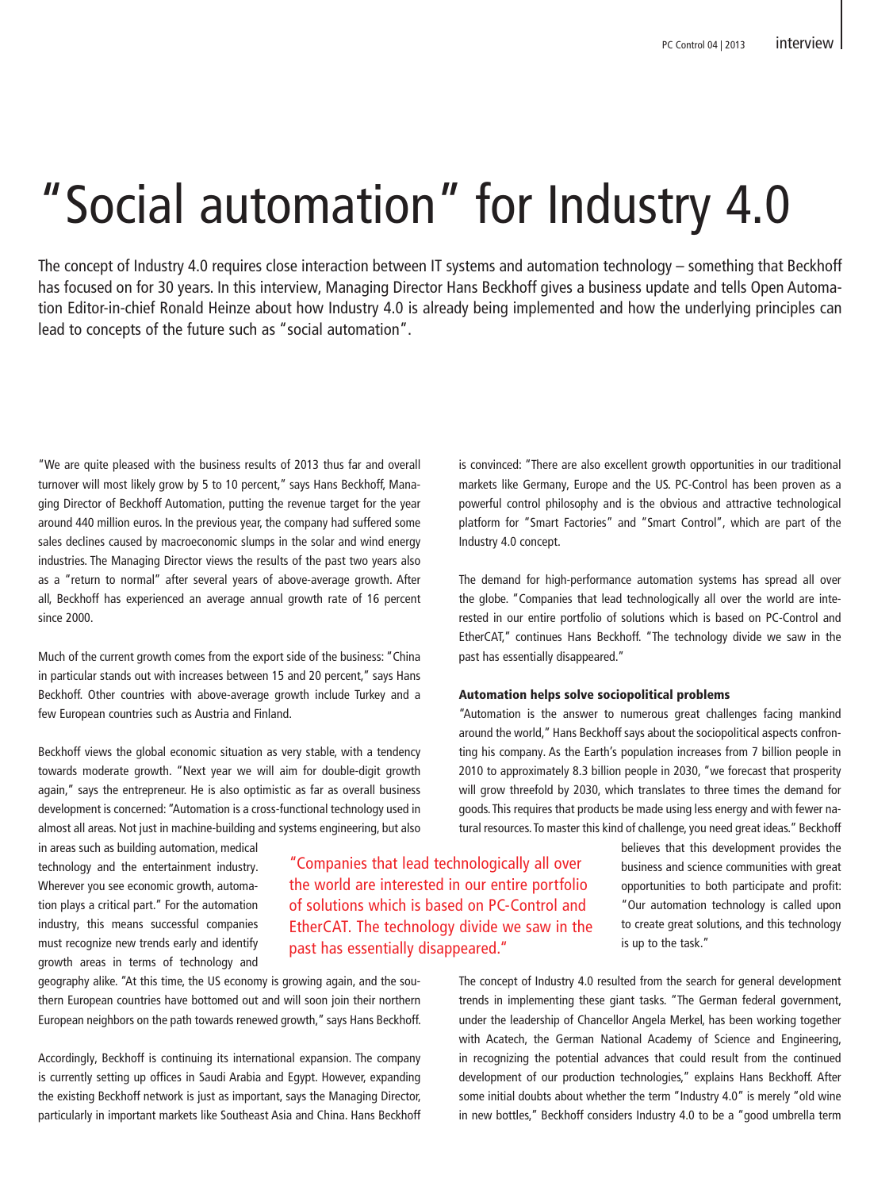# "Social automation" for Industry 4.0

The concept of Industry 4.0 requires close interaction between IT systems and automation technology – something that Beckhoff has focused on for 30 years. In this interview, Managing Director Hans Beckhoff gives a business update and tells Open Automation Editor-in-chief Ronald Heinze about how Industry 4.0 is already being implemented and how the underlying principles can lead to concepts of the future such as "social automation".

"We are quite pleased with the business results of 2013 thus far and overall turnover will most likely grow by 5 to 10 percent," says Hans Beckhoff, Managing Director of Beckhoff Automation, putting the revenue target for the year around 440 million euros. In the previous year, the company had suffered some sales declines caused by macroeconomic slumps in the solar and wind energy industries. The Managing Director views the results of the past two years also as a "return to normal" after several years of above-average growth. After all, Beckhoff has experienced an average annual growth rate of 16 percent since 2000.

Much of the current growth comes from the export side of the business: "China in particular stands out with increases between 15 and 20 percent," says Hans Beckhoff. Other countries with above-average growth include Turkey and a few European countries such as Austria and Finland.

Beckhoff views the global economic situation as very stable, with a tendency towards moderate growth. "Next year we will aim for double-digit growth again," says the entrepreneur. He is also optimistic as far as overall business development is concerned: "Automation is a cross-functional technology used in almost all areas. Not just in machine-building and systems engineering, but also in areas such as building automation, medical technology and the entertainment industry. Wherever you see economic growth, automation plays a critical part." For the automation industry, this means successful companies must recognize new trends early and identify growth areas in terms of technology and geography alike. "At this time, the US economy is growing again, and the southern European countries have bottomed out and will soon join their northern European neighbors on the path towards renewed growth," says Hans Beckhoff.

Accordingly, Beckhoff is continuing its international expansion. The company is currently setting up offices in Saudi Arabia and Egypt. However, expanding the existing Beckhoff network is just as important, says the Managing Director, particularly in important markets like Southeast Asia and China. Hans Beckhoff is convinced: "There are also excellent growth opportunities in our traditional markets like Germany, Europe and the US. PC-Control has been proven as a powerful control philosophy and is the obvious and attractive technological platform for "Smart Factories" and "Smart Control", which are part of the Industry 4.0 concept.

The demand for high-performance automation systems has spread all over the globe. "Companies that lead technologically all over the world are interested in our entire portfolio of solutions which is based on PC-Control and EtherCAT," continues Hans Beckhoff. "The technology divide we saw in the past has essentially disappeared."

> "Companies that lead technologically all over the world are interested in our entire portfolio of solutions which is based on PC-Control and EtherCAT. The technology divide we saw in the past has essentially disappeared."

### Automation helps solve sociopolitical problems

"Automation is the answer to numerous great challenges facing mankind around the world," Hans Beckhoff says about the sociopolitical aspects confronting his company. As the Earth's population increases from 7 billion people in 2010 to approximately 8.3 billion people in 2030, "we forecast that prosperity will grow threefold by 2030, which translates to three times the demand for goods. This requires that products be made using less energy and with fewer natural resources. To master this kind of challenge, you need great ideas." Beckhoff believes that this development provides the business and science communities with great opportunities to both participate and profit: "Our automation technology is called upon to create great solutions, and this technology is up to the task."

The concept of Industry 4.0 resulted from the search for general development trends in implementing these giant tasks. "The German federal government, under the leadership of Chancellor Angela Merkel, has been working together with Acatech, the German National Academy of Science and Engineering, in recognizing the potential advances that could result from the continued development of our production technologies," explains Hans Beckhoff. After some initial doubts about whether the term "Industry 4.0" is merely "old wine in new bottles," Beckhoff considers Industry 4.0 to be a "good umbrella term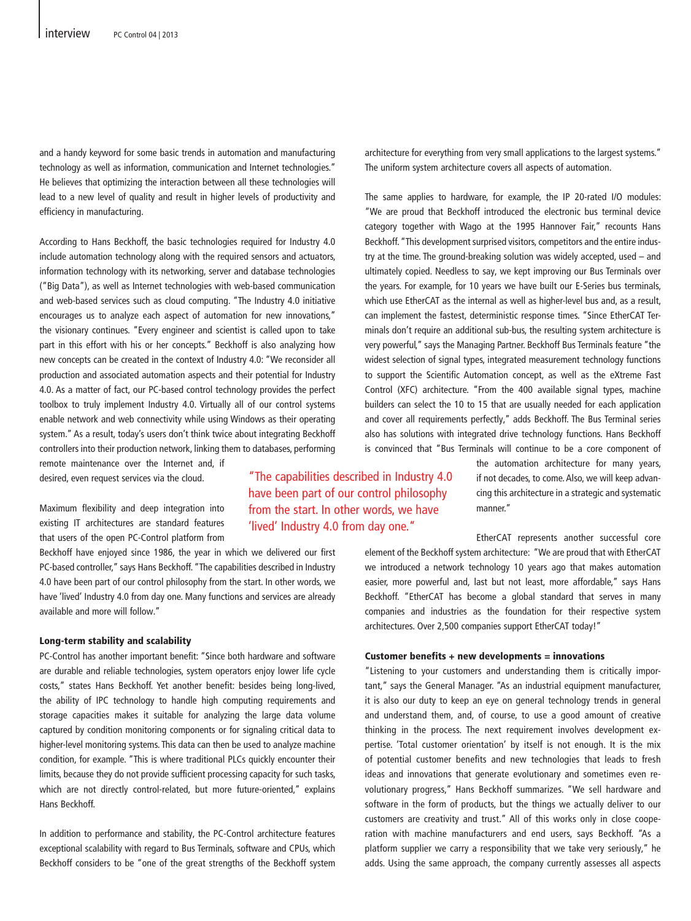and a handy keyword for some basic trends in automation and manufacturing technology as well as information, communication and Internet technologies." He believes that optimizing the interaction between all these technologies will lead to a new level of quality and result in higher levels of productivity and efficiency in manufacturing.

According to Hans Beckhoff, the basic technologies required for Industry 4.0 include automation technology along with the required sensors and actuators, information technology with its networking, server and database technologies ("Big Data"), as well as Internet technologies with web-based communication and web-based services such as cloud computing. "The Industry 4.0 initiative encourages us to analyze each aspect of automation for new innovations," the visionary continues. "Every engineer and scientist is called upon to take part in this effort with his or her concepts." Beckhoff is also analyzing how new concepts can be created in the context of Industry 4.0: "We reconsider all production and associated automation aspects and their potential for Industry 4.0. As a matter of fact, our PC-based control technology provides the perfect toolbox to truly implement Industry 4.0. Virtually all of our control systems enable network and web connectivity while using Windows as their operating system." As a result, today's users don't think twice about integrating Beckhoff controllers into their production network, linking them to databases, performing remote maintenance over the Internet and, if desired, even request services via the cloud.

Maximum flexibility and deep integration into existing IT architectures are standard features that users of the open PC-Control platform from Beckhoff have enjoyed since 1986, the year in which we delivered our first PC-based controller," says Hans Beckhoff. "The capabilities described in Industry 4.0 have been part of our control philosophy from the start. In other words, we have 'lived' Industry 4.0 from day one. Many functions and services are already available and more will follow."

> "The capabilities described in Industry 4.0 have been part of our control philosophy from the start. In other words, we have 'lived' Industry 4.0 from day one."

#### Long-term stability and scalability

PC-Control has another important benefit: "Since both hardware and software are durable and reliable technologies, system operators enjoy lower life cycle costs," states Hans Beckhoff. Yet another benefit: besides being long-lived, the ability of IPC technology to handle high computing requirements and storage capacities makes it suitable for analyzing the large data volume captured by condition monitoring components or for signaling critical data to higher-level monitoring systems. This data can then be used to analyze machine condition, for example. "This is where traditional PLCs quickly encounter their limits, because they do not provide sufficient processing capacity for such tasks, which are not directly control-related, but more future-oriented," explains Hans Beckhoff.

In addition to performance and stability, the PC-Control architecture features exceptional scalability with regard to Bus Terminals, software and CPUs, which Beckhoff considers to be "one of the great strengths of the Beckhoff system architecture for everything from very small applications to the largest systems." The uniform system architecture covers all aspects of automation.

The same applies to hardware, for example, the IP 20-rated I/O modules: "We are proud that Beckhoff introduced the electronic bus terminal device category together with Wago at the 1995 Hannover Fair," recounts Hans Beckhoff. "This development surprised visitors, competitors and the entire industry at the time. The ground-breaking solution was widely accepted, used – and ultimately copied. Needless to say, we kept improving our Bus Terminals over the years. For example, for 10 years we have built our E-Series bus terminals, which use EtherCAT as the internal as well as higher-level bus and, as a result, can implement the fastest, deterministic response times. "Since EtherCAT Terminals don't require an additional sub-bus, the resulting system architecture is very powerful," says the Managing Partner. Beckhoff Bus Terminals feature "the widest selection of signal types, integrated measurement technology functions to support the Scientific Automation concept, as well as the eXtreme Fast Control (XFC) architecture. "From the 400 available signal types, machine builders can select the 10 to 15 that are usually needed for each application and cover all requirements perfectly," adds Beckhoff. The Bus Terminal series also has solutions with integrated drive technology functions. Hans Beckhoff is convinced that "Bus Terminals will continue to be a core component of the automation architecture for many years, if not decades, to come. Also, we will keep advancing this architecture in a strategic and systematic manner."

EtherCAT represents another successful core element of the Beckhoff system architecture: "We are proud that with EtherCAT we introduced a network technology 10 years ago that makes automation easier, more powerful and, last but not least, more affordable," says Hans Beckhoff. "EtherCAT has become a global standard that serves in many companies and industries as the foundation for their respective system architectures. Over 2,500 companies support EtherCAT today!"

#### Customer benefits + new developments = innovations

"Listening to your customers and understanding them is critically important," says the General Manager. "As an industrial equipment manufacturer, it is also our duty to keep an eye on general technology trends in general and understand them, and, of course, to use a good amount of creative thinking in the process. The next requirement involves development expertise. 'Total customer orientation' by itself is not enough. It is the mix of potential customer benefits and new technologies that leads to fresh ideas and innovations that generate evolutionary and sometimes even revolutionary progress," Hans Beckhoff summarizes. "We sell hardware and software in the form of products, but the things we actually deliver to our customers are creativity and trust." All of this works only in close cooperation with machine manufacturers and end users, says Beckhoff. "As a platform supplier we carry a responsibility that we take very seriously," he adds. Using the same approach, the company currently assesses all aspects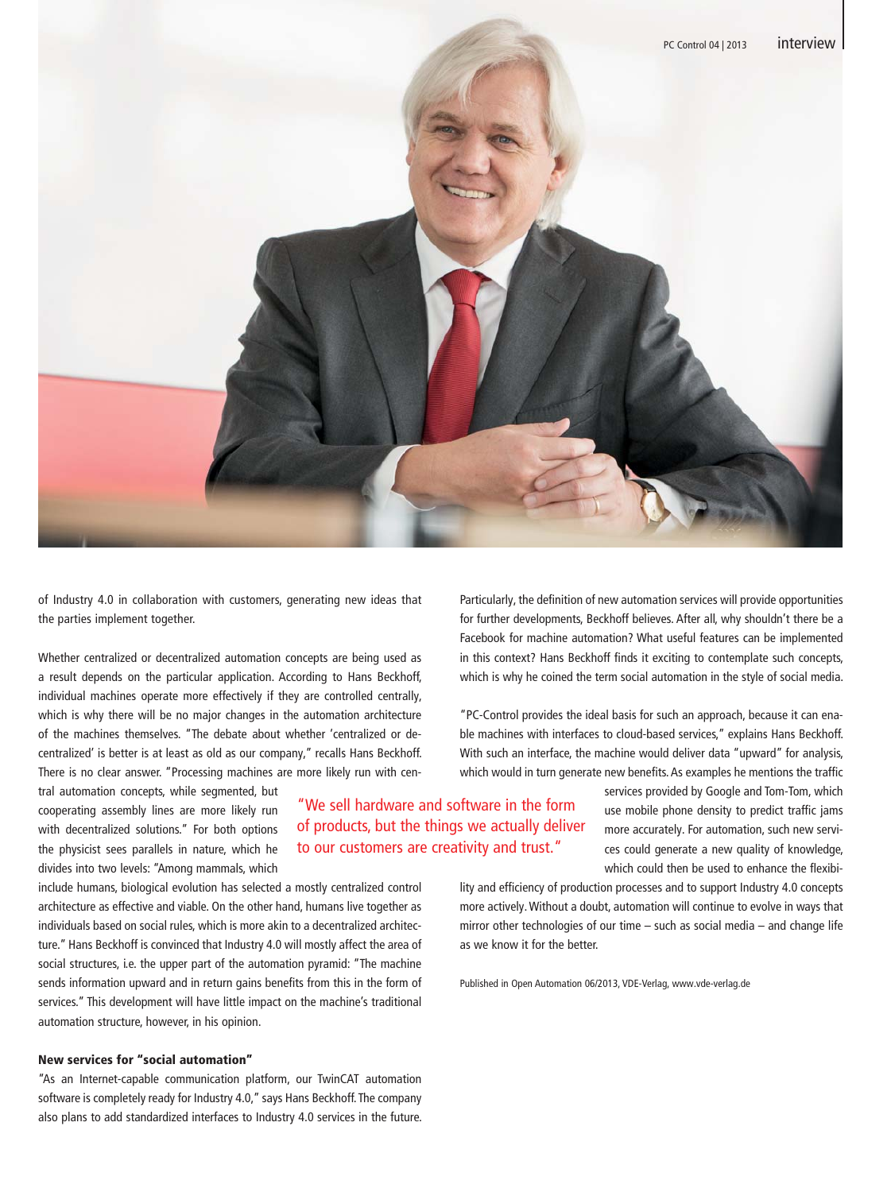of Industry 4.0 in collaboration with customers, generating new ideas that the parties implement together.

Whether centralized or decentralized automation concepts are being used as a result depends on the particular application. According to Hans Beckhoff, individual machines operate more effectively if they are controlled centrally, which is why there will be no major changes in the automation architecture of the machines themselves. "The debate about whether 'centralized or decentralized' is better is at least as old as our company," recalls Hans Beckhoff. There is no clear answer. "Processing machines are more likely run with central automation concepts, while segmented, but cooperating assembly lines are more likely run with decentralized solutions." For both options the physicist sees parallels in nature, which he divides into two levels: "Among mammals, which include humans, biological evolution has selected a mostly centralized control architecture as effective and viable. On the other hand, humans live together as individuals based on social rules, which is more akin to a decentralized architecture." Hans Beckhoff is convinced that Industry 4.0 will mostly affect the area of social structures, i.e. the upper part of the automation pyramid: "The machine sends information upward and in return gains benefits from this in the form of services." This development will have little impact on the machine's traditional automation structure, however, in his opinion.

**New services for "social automation"**

"As an Internet-capable communication platform, our TwinCAT automation software is completely ready for Industry 4.0," says Hans Beckhoff. The company also plans to add standardized interfaces to Industry 4.0 services in the future. Particularly, the definition of new automation services will provide opportunities for further developments, Beckhoff believes. After all, why shouldn't there be a Facebook for machine automation? What useful features can be implemented in this context? Hans Beckhoff finds it exciting to contemplate such concepts, which is why he coined the term social automation in the style of social media.

"PC-Control provides the ideal basis for such an approach, because it can enable machines with interfaces to cloud-based services," explains Hans Beckhoff. With such an interface, the machine would deliver data "upward" for analysis, which would in turn generate new benefits. As examples he mentions the traffic services provided by Google and Tom-Tom, which use mobile phone density to predict traffic jams more accurately. For automation, such new services could generate a new quality of knowledge, which could then be used to enhance the flexibility and efficiency of production processes and to support Industry 4.0 concepts more actively. Without a doubt, automation will continue to evolve in ways that mirror other technologies of our time – such as social media – and change life as we know it for the better.

"We sell hardware and software in the form of products, but the things we actually deliver to our customers are creativity and trust."

Published in Open Automation 06/2013, VDE-Verlag, www.vde-verlag.de